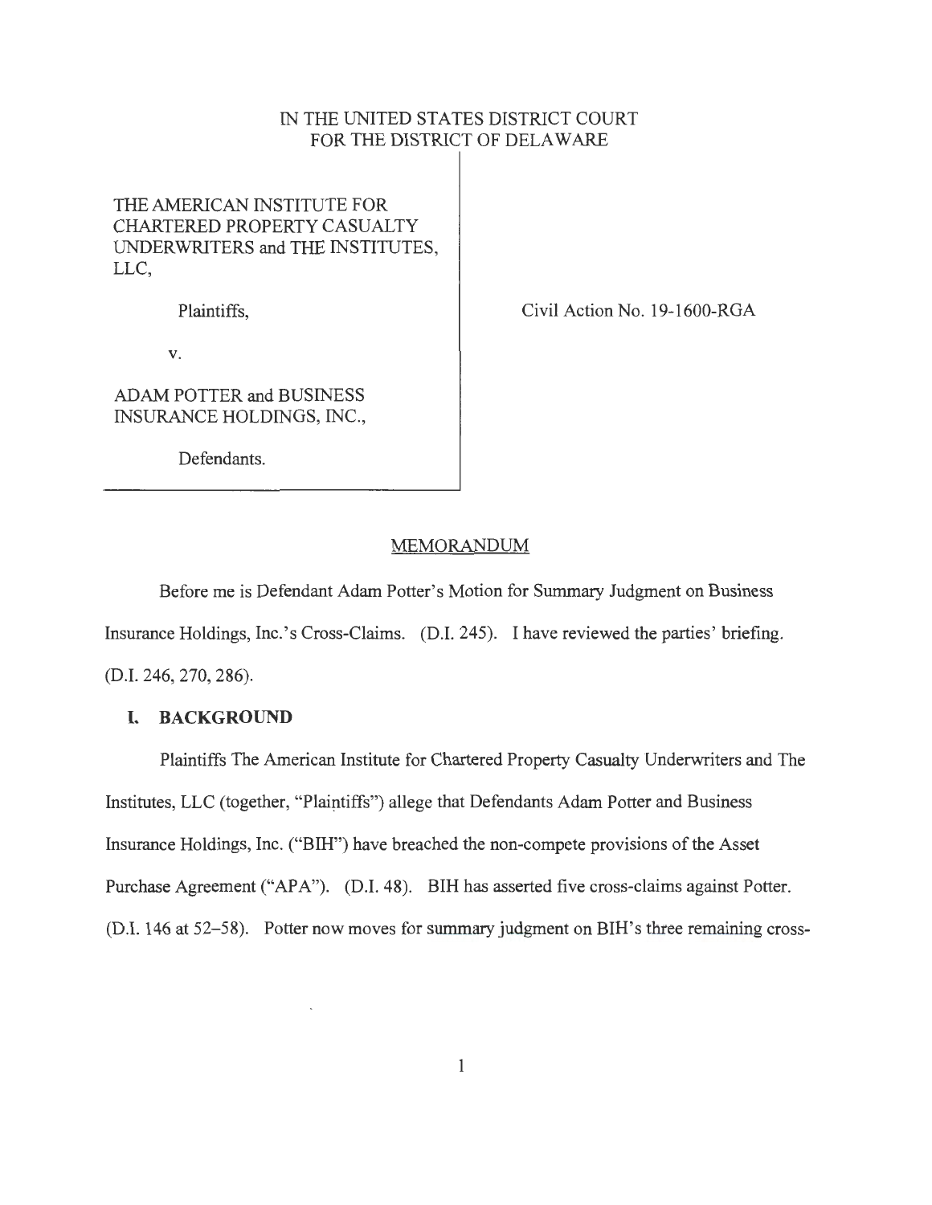IN THE UNITED STATES DISTRICT COURT
FOR THE DISTRICT OF DELAWARE

THE AMERICAN INSTITUTE FOR CHARTERED PROPERTY CASUALTY UNDERWRITERS and THE INSTITUTES, LLC,

Plaintiffs,

v.

ADAM POTTER and BUSINESS INSURANCE HOLDINGS, INC.,

Defendants.

Civil Action No. 19-1600-RGA

## MEMORANDUM

Before me is Defendant Adam Potter's Motion for Summary Judgment on Business Insurance Holdings, Inc.'s Cross-Claims. (D.I. 245). I have reviewed the parties' briefing. (D.I. 246, 270, 286).

### I. BACKGROUND

Plaintiffs The American Institute for Chartered Property Casualty Underwriters and The Institutes, LLC (together, "Plaintiffs") allege that Defendants Adam Potter and Business Insurance Holdings, Inc. ("BIH") have breached the non-compete provisions of the Asset Purchase Agreement ("APA"). (D.I. 48). BIH has asserted five cross-claims against Potter. (D.I. 146 at 52–58). Potter now moves for summary judgment on BIH's three remaining cross-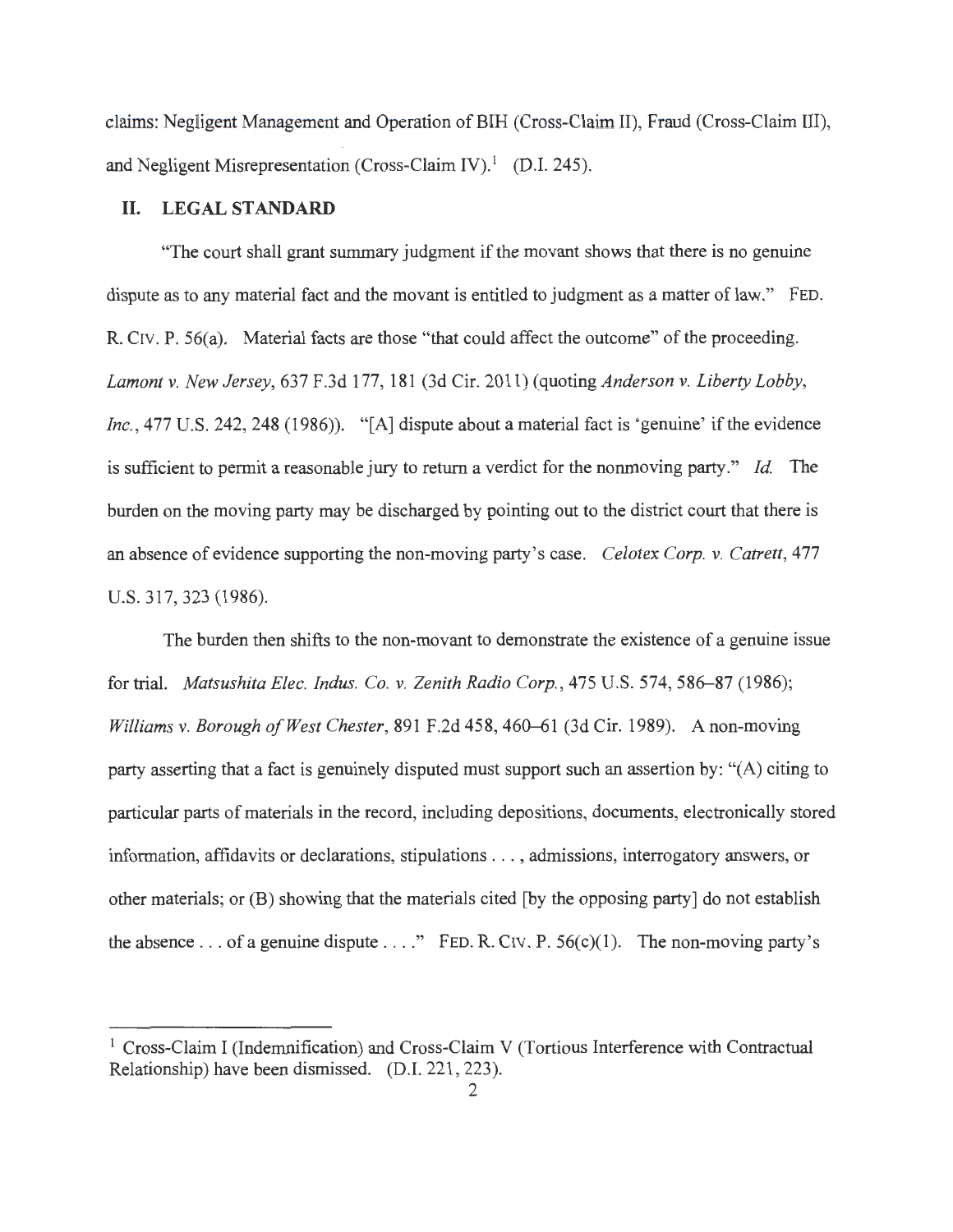claims: Negligent Management and Operation of BIH (Cross-Claim II), Fraud (Cross-Claim III), and Negligent Misrepresentation (Cross-Claim IV).[1] (D.I. 245).

## II. LEGAL STANDARD

"The court shall grant summary judgment if the movant shows that there is no genuine dispute as to any material fact and the movant is entitled to judgment as a matter of law." FED. R. CIV. P. 56(a). Material facts are those "that could affect the outcome" of the proceeding. *Lamont v. New Jersey*, 637 F.3d 177, 181 (3d Cir. 2011) (quoting *Anderson v. Liberty Lobby, Inc.*, 477 U.S. 242, 248 (1986)). "[A] dispute about a material fact is 'genuine' if the evidence is sufficient to permit a reasonable jury to return a verdict for the nonmoving party." *Id.* The burden on the moving party may be discharged by pointing out to the district court that there is an absence of evidence supporting the non-moving party's case. *Celotex Corp. v. Catrett*, 477 U.S. 317, 323 (1986).

The burden then shifts to the non-movant to demonstrate the existence of a genuine issue for trial. *Matsushita Elec. Indus. Co. v. Zenith Radio Corp.*, 475 U.S. 574, 586–87 (1986); *Williams v. Borough of West Chester*, 891 F.2d 458, 460–61 (3d Cir. 1989). A non-moving party asserting that a fact is genuinely disputed must support such an assertion by: "(A) citing to particular parts of materials in the record, including depositions, documents, electronically stored information, affidavits or declarations, stipulations . . . , admissions, interrogatory answers, or other materials; or (B) showing that the materials cited [by the opposing party] do not establish the absence . . . of a genuine dispute . . . ." FED. R. CIV. P. 56(c)(1). The non-moving party's

[1] Cross-Claim I (Indemnification) and Cross-Claim V (Tortious Interference with Contractual Relationship) have been dismissed. (D.I. 221, 223).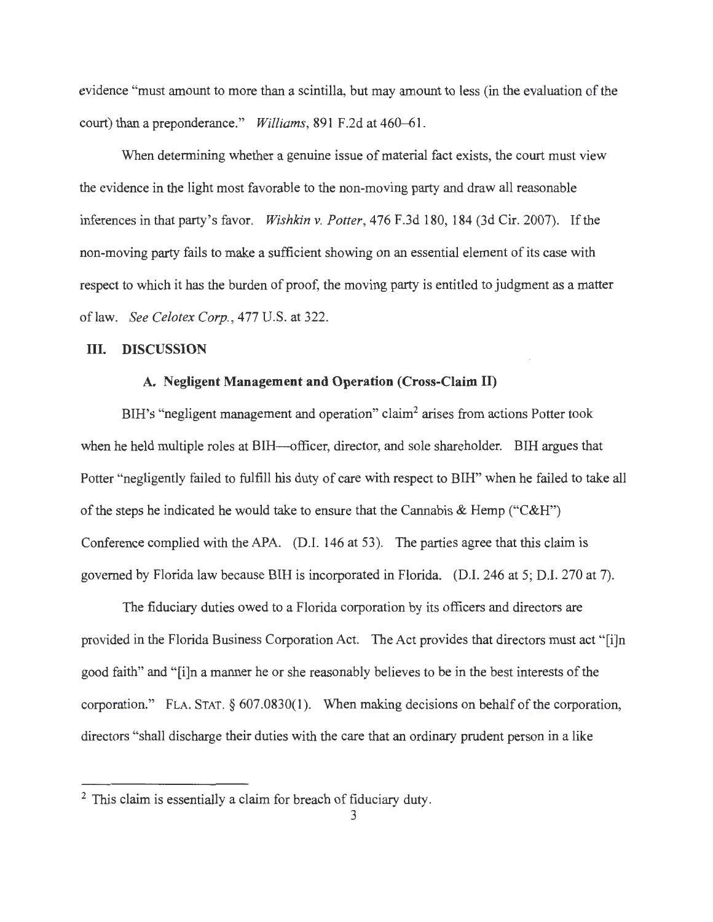evidence "must amount to more than a scintilla, but may amount to less (in the evaluation of the court) than a preponderance." *Williams*, 891 F.2d at 460–61.

When determining whether a genuine issue of material fact exists, the court must view the evidence in the light most favorable to the non-moving party and draw all reasonable inferences in that party's favor. *Wishkin v. Potter*, 476 F.3d 180, 184 (3d Cir. 2007). If the non-moving party fails to make a sufficient showing on an essential element of its case with respect to which it has the burden of proof, the moving party is entitled to judgment as a matter of law. *See Celotex Corp.*, 477 U.S. at 322.

## III. DISCUSSION

### A. Negligent Management and Operation (Cross-Claim II)

BIH's "negligent management and operation" claim[2] arises from actions Potter took when he held multiple roles at BIH—officer, director, and sole shareholder. BIH argues that Potter "negligently failed to fulfill his duty of care with respect to BIH" when he failed to take all of the steps he indicated he would take to ensure that the Cannabis & Hemp ("C&H") Conference complied with the APA. (D.I. 146 at 53). The parties agree that this claim is governed by Florida law because BIH is incorporated in Florida. (D.I. 246 at 5; D.I. 270 at 7).

The fiduciary duties owed to a Florida corporation by its officers and directors are provided in the Florida Business Corporation Act. The Act provides that directors must act "[i]n good faith" and "[i]n a manner he or she reasonably believes to be in the best interests of the corporation." FLA. STAT. § 607.0830(1). When making decisions on behalf of the corporation, directors "shall discharge their duties with the care that an ordinary prudent person in a like

[2] This claim is essentially a claim for breach of fiduciary duty.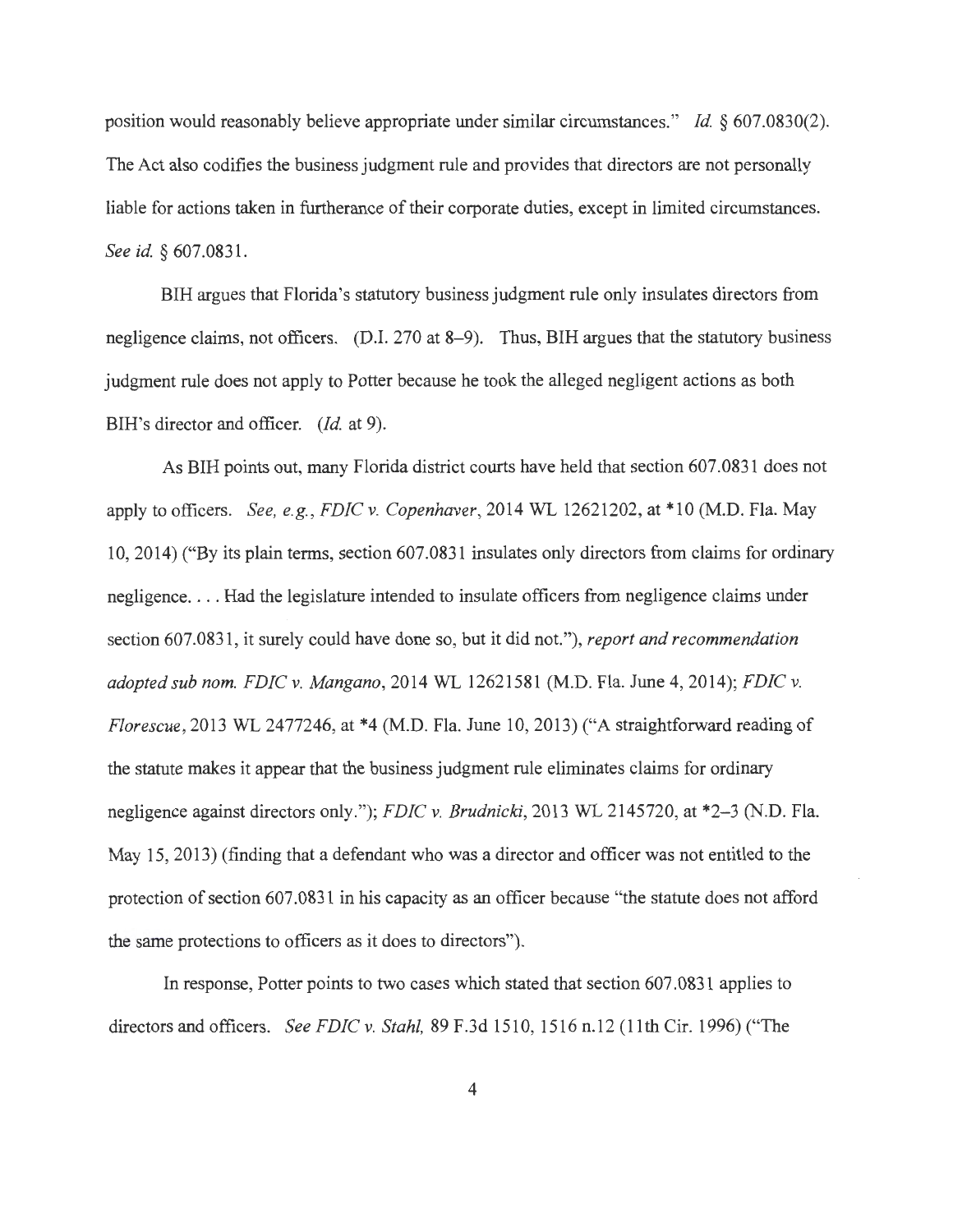position would reasonably believe appropriate under similar circumstances." *Id.* § 607.0830(2). The Act also codifies the business judgment rule and provides that directors are not personally liable for actions taken in furtherance of their corporate duties, except in limited circumstances. *See id.* § 607.0831.

BIH argues that Florida's statutory business judgment rule only insulates directors from negligence claims, not officers. (D.I. 270 at 8–9). Thus, BIH argues that the statutory business judgment rule does not apply to Potter because he took the alleged negligent actions as both BIH's director and officer. (*Id.* at 9).

As BIH points out, many Florida district courts have held that section 607.0831 does not apply to officers. *See, e.g.*, *FDIC v. Copenhaver*, 2014 WL 12621202, at *10 (M.D. Fla. May 10, 2014) ("By its plain terms, section 607.0831 insulates only directors from claims for ordinary negligence. . . . Had the legislature intended to insulate officers from negligence claims under section 607.0831, it surely could have done so, but it did not."), *report and recommendation adopted sub nom. FDIC v. Mangano*, 2014 WL 12621581 (M.D. Fla. June 4, 2014); *FDIC v. Florescue*, 2013 WL 2477246, at *4 (M.D. Fla. June 10, 2013) ("A straightforward reading of the statute makes it appear that the business judgment rule eliminates claims for ordinary negligence against directors only."); *FDIC v. Brudnicki*, 2013 WL 2145720, at *2–3 (N.D. Fla. May 15, 2013) (finding that a defendant who was a director and officer was not entitled to the protection of section 607.0831 in his capacity as an officer because "the statute does not afford the same protections to officers as it does to directors").

In response, Potter points to two cases which stated that section 607.0831 applies to directors and officers. *See FDIC v. Stahl*, 89 F.3d 1510, 1516 n.12 (11th Cir. 1996) ("The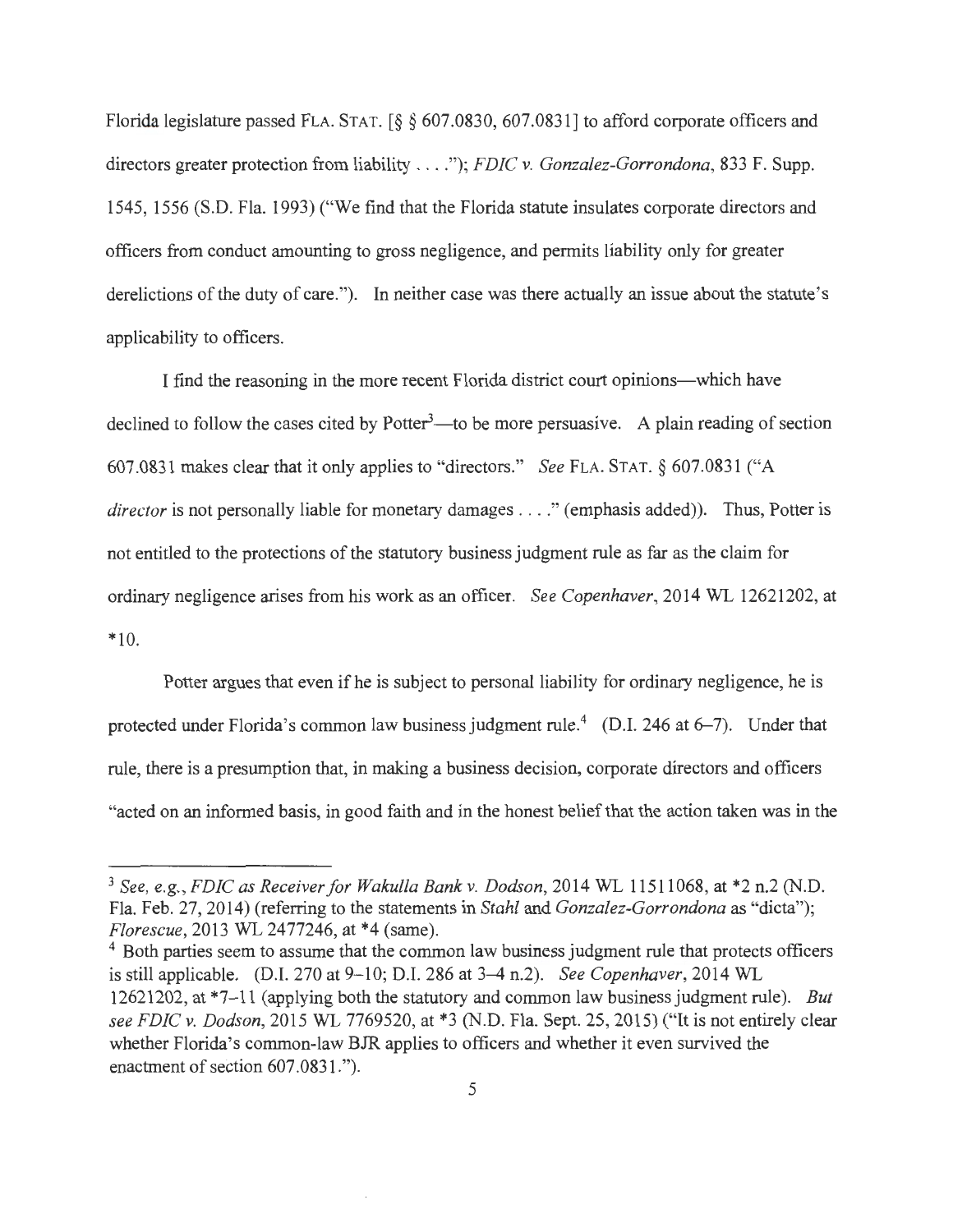Florida legislature passed FLA. STAT. [§ § 607.0830, 607.0831] to afford corporate officers and directors greater protection from liability . . . ."); *FDIC v. Gonzalez-Gorrondona*, 833 F. Supp. 1545, 1556 (S.D. Fla. 1993) ("We find that the Florida statute insulates corporate directors and officers from conduct amounting to gross negligence, and permits liability only for greater derelictions of the duty of care."). In neither case was there actually an issue about the statute's applicability to officers.

I find the reasoning in the more recent Florida district court opinions—which have declined to follow the cases cited by Potter[3]—to be more persuasive. A plain reading of section 607.0831 makes clear that it only applies to "directors." *See* FLA. STAT. § 607.0831 ("A *director* is not personally liable for monetary damages . . . ." (emphasis added)). Thus, Potter is not entitled to the protections of the statutory business judgment rule as far as the claim for ordinary negligence arises from his work as an officer. *See Copenhaver*, 2014 WL 12621202, at *10.

Potter argues that even if he is subject to personal liability for ordinary negligence, he is protected under Florida's common law business judgment rule.[4] (D.I. 246 at 6–7). Under that rule, there is a presumption that, in making a business decision, corporate directors and officers "acted on an informed basis, in good faith and in the honest belief that the action taken was in the

---

[3] *See, e.g.*, *FDIC as Receiver for Wakulla Bank v. Dodson*, 2014 WL 11511068, at *2 n.2 (N.D. Fla. Feb. 27, 2014) (referring to the statements in *Stahl* and *Gonzalez-Gorrondona* as "dicta"); *Florescue*, 2013 WL 2477246, at *4 (same).

[4] Both parties seem to assume that the common law business judgment rule that protects officers is still applicable. (D.I. 270 at 9–10; D.I. 286 at 3–4 n.2). *See Copenhaver*, 2014 WL 12621202, at *7–11 (applying both the statutory and common law business judgment rule). *But see FDIC v. Dodson*, 2015 WL 7769520, at *3 (N.D. Fla. Sept. 25, 2015) ("It is not entirely clear whether Florida's common-law BJR applies to officers and whether it even survived the enactment of section 607.0831.").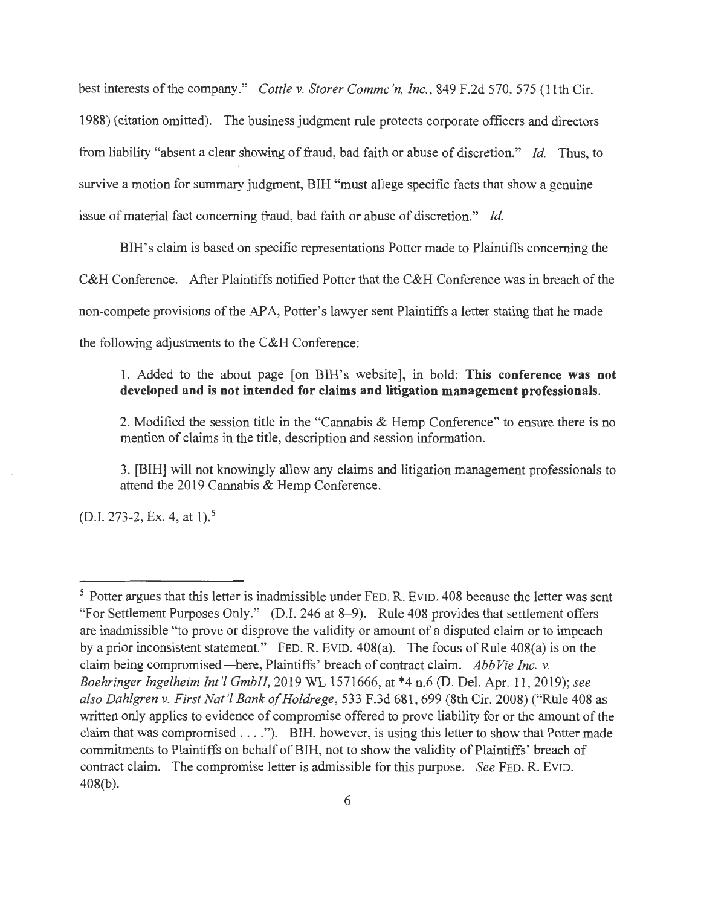best interests of the company." *Cottle v. Storer Commc'n, Inc.*, 849 F.2d 570, 575 (11th Cir. 1988) (citation omitted). The business judgment rule protects corporate officers and directors from liability "absent a clear showing of fraud, bad faith or abuse of discretion." *Id.* Thus, to survive a motion for summary judgment, BIH "must allege specific facts that show a genuine issue of material fact concerning fraud, bad faith or abuse of discretion." *Id.*

BIH's claim is based on specific representations Potter made to Plaintiffs concerning the C&H Conference. After Plaintiffs notified Potter that the C&H Conference was in breach of the non-compete provisions of the APA, Potter's lawyer sent Plaintiffs a letter stating that he made the following adjustments to the C&H Conference:

> 1. Added to the about page [on BIH's website], in bold: **This conference was not developed and is not intended for claims and litigation management professionals.**
>
> 2. Modified the session title in the "Cannabis & Hemp Conference" to ensure there is no mention of claims in the title, description and session information.
>
> 3. [BIH] will not knowingly allow any claims and litigation management professionals to attend the 2019 Cannabis & Hemp Conference.

(D.I. 273-2, Ex. 4, at 1).[5]

---

[5] Potter argues that this letter is inadmissible under FED. R. EVID. 408 because the letter was sent "For Settlement Purposes Only." (D.I. 246 at 8–9). Rule 408 provides that settlement offers are inadmissible "to prove or disprove the validity or amount of a disputed claim or to impeach by a prior inconsistent statement." FED. R. EVID. 408(a). The focus of Rule 408(a) is on the claim being compromised—here, Plaintiffs' breach of contract claim. *AbbVie Inc. v. Boehringer Ingelheim Int'l GmbH*, 2019 WL 1571666, at *4 n.6 (D. Del. Apr. 11, 2019); *see also Dahlgren v. First Nat'l Bank of Holdrege*, 533 F.3d 681, 699 (8th Cir. 2008) ("Rule 408 as written only applies to evidence of compromise offered to prove liability for or the amount of the claim that was compromised . . . ."). BIH, however, is using this letter to show that Potter made commitments to Plaintiffs on behalf of BIH, not to show the validity of Plaintiffs' breach of contract claim. The compromise letter is admissible for this purpose. *See* FED. R. EVID. 408(b).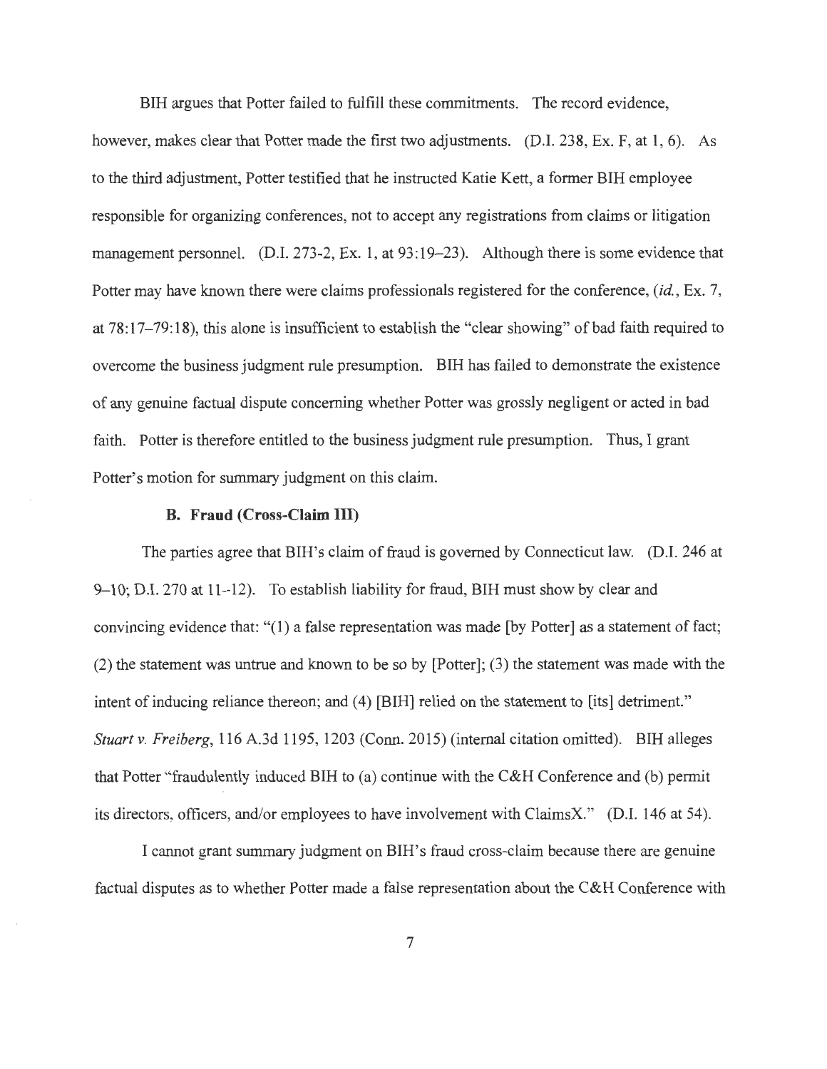BIH argues that Potter failed to fulfill these commitments. The record evidence, however, makes clear that Potter made the first two adjustments. (D.I. 238, Ex. F, at 1, 6). As to the third adjustment, Potter testified that he instructed Katie Kett, a former BIH employee responsible for organizing conferences, not to accept any registrations from claims or litigation management personnel. (D.I. 273-2, Ex. 1, at 93:19–23). Although there is some evidence that Potter may have known there were claims professionals registered for the conference, (*id.*, Ex. 7, at 78:17–79:18), this alone is insufficient to establish the "clear showing" of bad faith required to overcome the business judgment rule presumption. BIH has failed to demonstrate the existence of any genuine factual dispute concerning whether Potter was grossly negligent or acted in bad faith. Potter is therefore entitled to the business judgment rule presumption. Thus, I grant Potter's motion for summary judgment on this claim.

### B. Fraud (Cross-Claim III)

The parties agree that BIH's claim of fraud is governed by Connecticut law. (D.I. 246 at 9–10; D.I. 270 at 11–12). To establish liability for fraud, BIH must show by clear and convincing evidence that: "(1) a false representation was made [by Potter] as a statement of fact; (2) the statement was untrue and known to be so by [Potter]; (3) the statement was made with the intent of inducing reliance thereon; and (4) [BIH] relied on the statement to [its] detriment." *Stuart v. Freiberg*, 116 A.3d 1195, 1203 (Conn. 2015) (internal citation omitted). BIH alleges that Potter "fraudulently induced BIH to (a) continue with the C&H Conference and (b) permit its directors, officers, and/or employees to have involvement with ClaimsX." (D.I. 146 at 54).

I cannot grant summary judgment on BIH's fraud cross-claim because there are genuine factual disputes as to whether Potter made a false representation about the C&H Conference with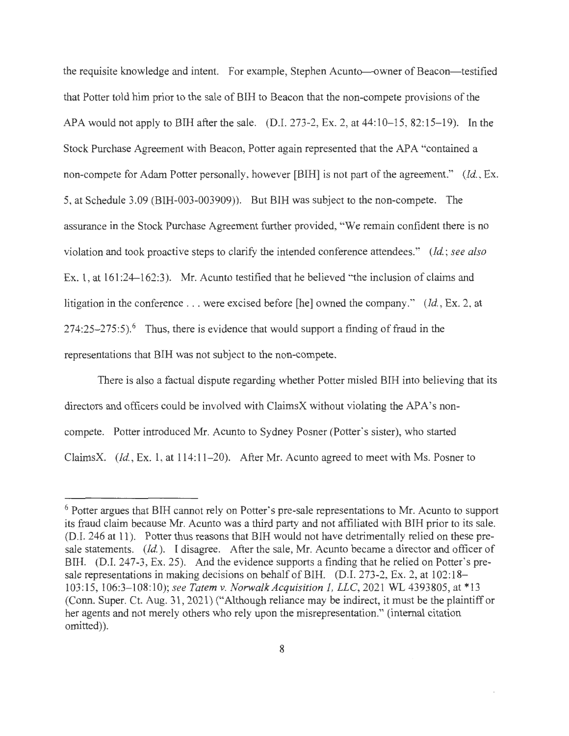the requisite knowledge and intent. For example, Stephen Acunto—owner of Beacon—testified that Potter told him prior to the sale of BIH to Beacon that the non-compete provisions of the APA would not apply to BIH after the sale. (D.I. 273-2, Ex. 2, at 44:10–15, 82:15–19). In the Stock Purchase Agreement with Beacon, Potter again represented that the APA "contained a non-compete for Adam Potter personally, however [BIH] is not part of the agreement." (*Id.*, Ex. 5, at Schedule 3.09 (BIH-003-003909)). But BIH was subject to the non-compete. The assurance in the Stock Purchase Agreement further provided, "We remain confident there is no violation and took proactive steps to clarify the intended conference attendees." (*Id.*; *see also* Ex. 1, at 161:24–162:3). Mr. Acunto testified that he believed "the inclusion of claims and litigation in the conference . . . were excised before [he] owned the company." (*Id.*, Ex. 2, at 274:25–275:5).[6] Thus, there is evidence that would support a finding of fraud in the representations that BIH was not subject to the non-compete.

There is also a factual dispute regarding whether Potter misled BIH into believing that its directors and officers could be involved with ClaimsX without violating the APA's non-compete. Potter introduced Mr. Acunto to Sydney Posner (Potter's sister), who started ClaimsX. (*Id.*, Ex. 1, at 114:11–20). After Mr. Acunto agreed to meet with Ms. Posner to

---

[6] Potter argues that BIH cannot rely on Potter's pre-sale representations to Mr. Acunto to support its fraud claim because Mr. Acunto was a third party and not affiliated with BIH prior to its sale. (D.I. 246 at 11). Potter thus reasons that BIH would not have detrimentally relied on these pre-sale statements. (*Id.*). I disagree. After the sale, Mr. Acunto became a director and officer of BIH. (D.I. 247-3, Ex. 25). And the evidence supports a finding that he relied on Potter's pre-sale representations in making decisions on behalf of BIH. (D.I. 273-2, Ex. 2, at 102:18–103:15, 106:3–108:10); *see Tatem v. Norwalk Acquisition 1, LLC*, 2021 WL 4393805, at *13 (Conn. Super. Ct. Aug. 31, 2021) ("Although reliance may be indirect, it must be the plaintiff or her agents and not merely others who rely upon the misrepresentation." (internal citation omitted)).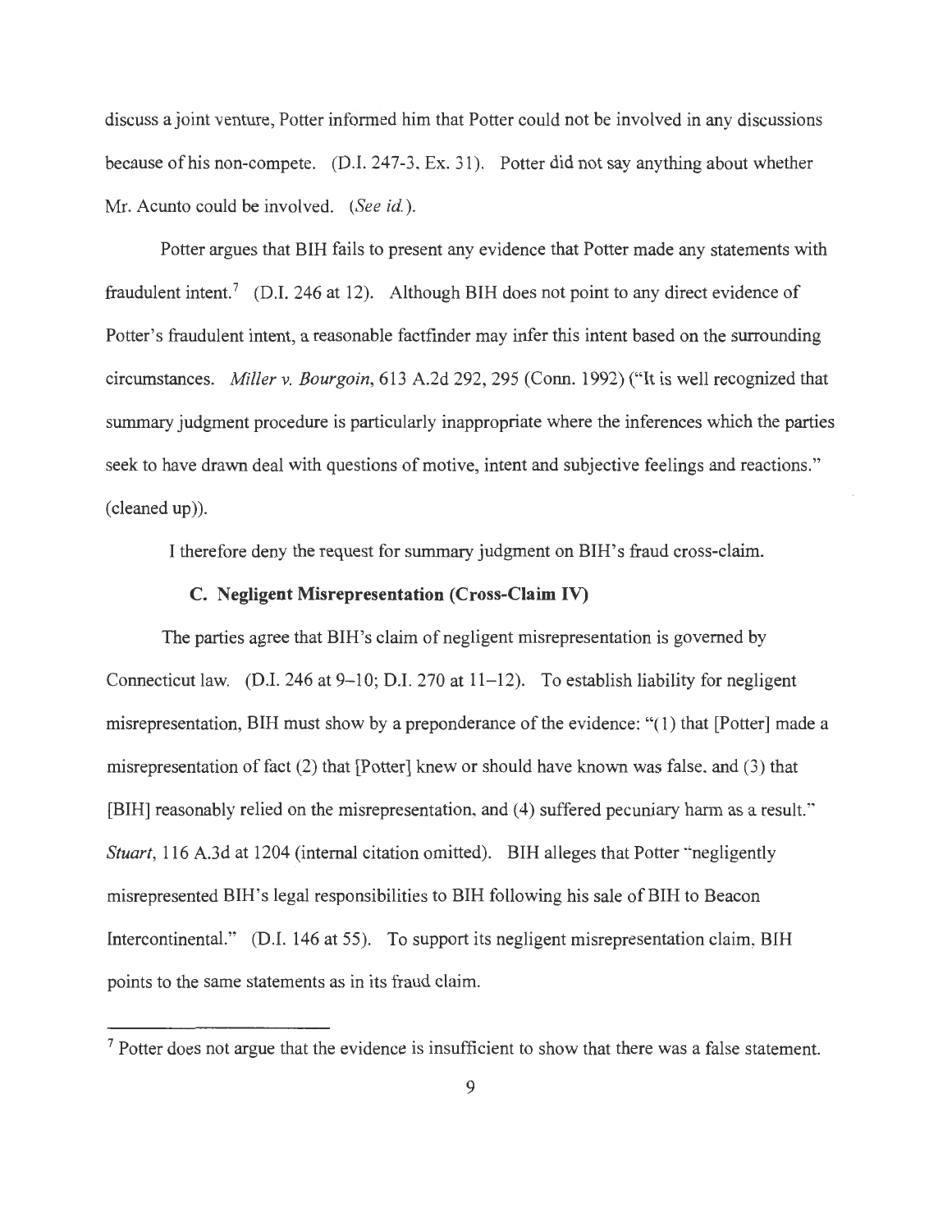discuss a joint venture, Potter informed him that Potter could not be involved in any discussions because of his non-compete. (D.I. 247-3, Ex. 31). Potter did not say anything about whether Mr. Acunto could be involved. (*See id.*).

Potter argues that BIH fails to present any evidence that Potter made any statements with fraudulent intent.[7] (D.I. 246 at 12). Although BIH does not point to any direct evidence of Potter's fraudulent intent, a reasonable factfinder may infer this intent based on the surrounding circumstances. *Miller v. Bourgoin*, 613 A.2d 292, 295 (Conn. 1992) ("It is well recognized that summary judgment procedure is particularly inappropriate where the inferences which the parties seek to have drawn deal with questions of motive, intent and subjective feelings and reactions." (cleaned up)).

I therefore deny the request for summary judgment on BIH's fraud cross-claim.

### C. Negligent Misrepresentation (Cross-Claim IV)

The parties agree that BIH's claim of negligent misrepresentation is governed by Connecticut law. (D.I. 246 at 9–10; D.I. 270 at 11–12). To establish liability for negligent misrepresentation, BIH must show by a preponderance of the evidence: "(1) that [Potter] made a misrepresentation of fact (2) that [Potter] knew or should have known was false, and (3) that [BIH] reasonably relied on the misrepresentation, and (4) suffered pecuniary harm as a result." *Stuart*, 116 A.3d at 1204 (internal citation omitted). BIH alleges that Potter "negligently misrepresented BIH's legal responsibilities to BIH following his sale of BIH to Beacon Intercontinental." (D.I. 146 at 55). To support its negligent misrepresentation claim, BIH points to the same statements as in its fraud claim.

---

[7] Potter does not argue that the evidence is insufficient to show that there was a false statement.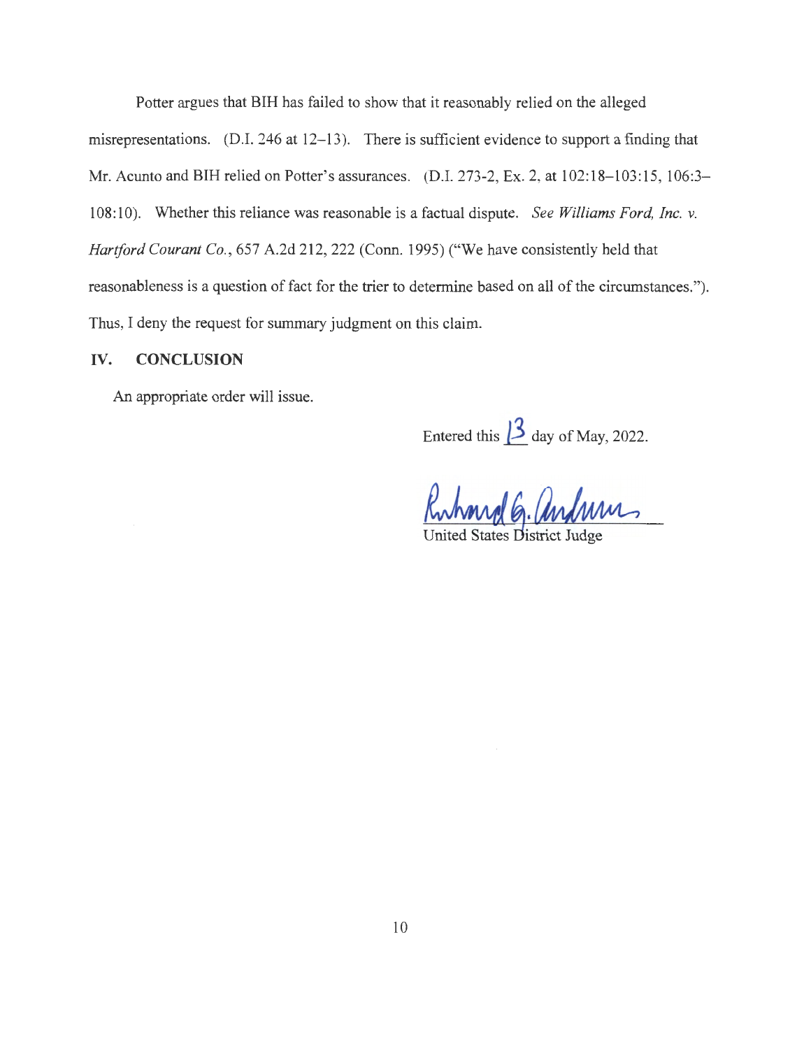Potter argues that BIH has failed to show that it reasonably relied on the alleged misrepresentations. (D.I. 246 at 12–13). There is sufficient evidence to support a finding that Mr. Acunto and BIH relied on Potter's assurances. (D.I. 273-2, Ex. 2, at 102:18–103:15, 106:3–108:10). Whether this reliance was reasonable is a factual dispute. *See Williams Ford, Inc. v. Hartford Courant Co.*, 657 A.2d 212, 222 (Conn. 1995) ("We have consistently held that reasonableness is a question of fact for the trier to determine based on all of the circumstances."). Thus, I deny the request for summary judgment on this claim.

## IV. CONCLUSION

An appropriate order will issue.

Entered this 13 day of May, 2022.

/s/ Richard G. Andrews
United States District Judge